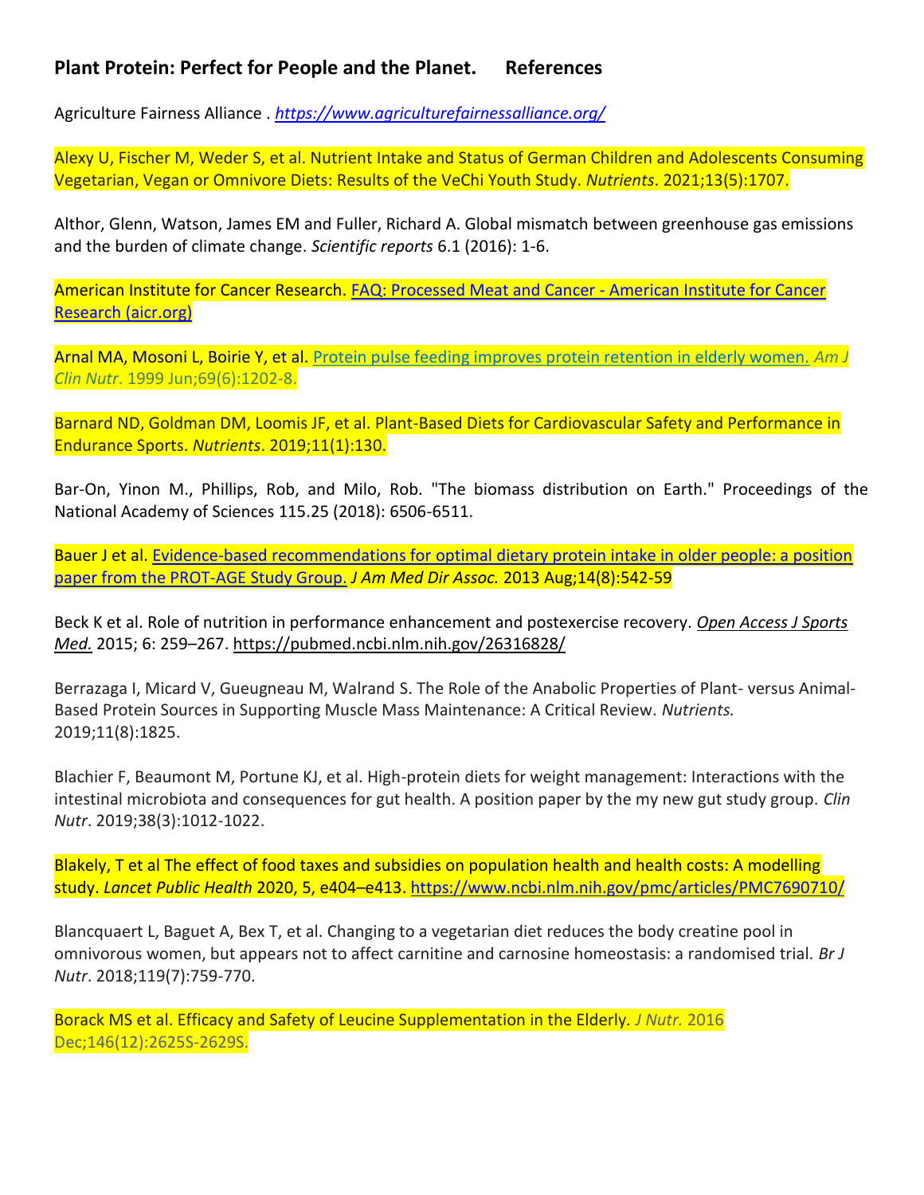**Plant Protein: Perfect for People and the Planet.   References**

Agriculture Fairness Alliance . *https://www.agriculturefairnessalliance.org/*

Alexy U, Fischer M, Weder S, et al. Nutrient Intake and Status of German Children and Adolescents Consuming Vegetarian, Vegan or Omnivore Diets: Results of the VeChi Youth Study. *Nutrients*. 2021;13(5):1707.

Althor, Glenn, Watson, James EM and Fuller, Richard A. Global mismatch between greenhouse gas emissions and the burden of climate change. *Scientific reports* 6.1 (2016): 1-6.

American Institute for Cancer Research. FAQ: Processed Meat and Cancer - American Institute for Cancer Research (aicr.org)

Arnal MA, Mosoni L, Boirie Y, et al. Protein pulse feeding improves protein retention in elderly women. *Am J Clin Nutr*. 1999 Jun;69(6):1202-8.

Barnard ND, Goldman DM, Loomis JF, et al. Plant-Based Diets for Cardiovascular Safety and Performance in Endurance Sports. *Nutrients*. 2019;11(1):130.

Bar-On, Yinon M., Phillips, Rob, and Milo, Rob. "The biomass distribution on Earth." Proceedings of the National Academy of Sciences 115.25 (2018): 6506-6511.

Bauer J et al. Evidence-based recommendations for optimal dietary protein intake in older people: a position paper from the PROT-AGE Study Group. *J Am Med Dir Assoc.* 2013 Aug;14(8):542-59

Beck K et al. Role of nutrition in performance enhancement and postexercise recovery. *Open Access J Sports Med.* 2015; 6: 259–267. https://pubmed.ncbi.nlm.nih.gov/26316828/

Berrazaga I, Micard V, Gueugneau M, Walrand S. The Role of the Anabolic Properties of Plant- versus Animal-Based Protein Sources in Supporting Muscle Mass Maintenance: A Critical Review. *Nutrients.* 2019;11(8):1825.

Blachier F, Beaumont M, Portune KJ, et al. High-protein diets for weight management: Interactions with the intestinal microbiota and consequences for gut health. A position paper by the my new gut study group. *Clin Nutr*. 2019;38(3):1012-1022.

Blakely, T et al The effect of food taxes and subsidies on population health and health costs: A modelling study. *Lancet Public Health* 2020, 5, e404–e413. https://www.ncbi.nlm.nih.gov/pmc/articles/PMC7690710/

Blancquaert L, Baguet A, Bex T, et al. Changing to a vegetarian diet reduces the body creatine pool in omnivorous women, but appears not to affect carnitine and carnosine homeostasis: a randomised trial. *Br J Nutr*. 2018;119(7):759-770.

Borack MS et al. Efficacy and Safety of Leucine Supplementation in the Elderly. *J Nutr.* 2016 Dec;146(12):2625S-2629S.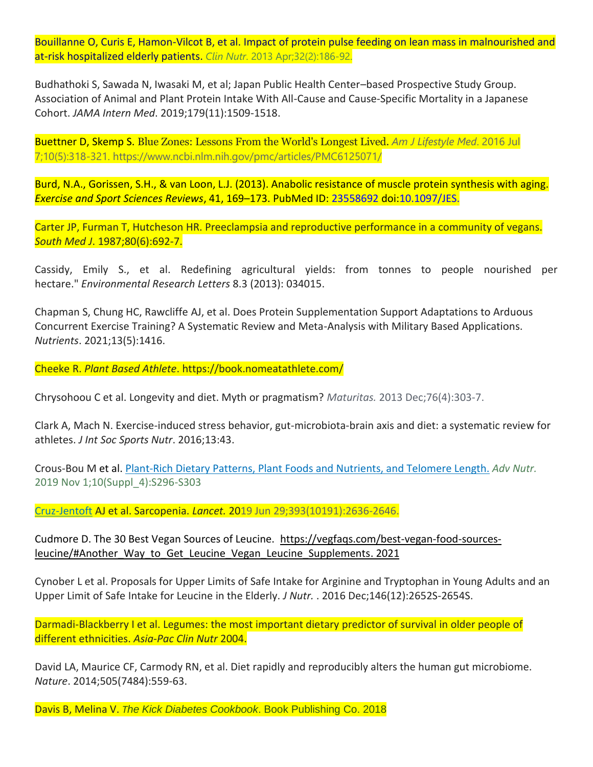Bouillanne O, Curis E, Hamon-Vilcot B, et al. Impact of protein pulse feeding on lean mass in malnourished and at-risk hospitalized elderly patients. *Clin Nutr.* 2013 Apr;32(2):186-92.

Budhathoki S, Sawada N, Iwasaki M, et al; Japan Public Health Center–based Prospective Study Group. Association of Animal and Plant Protein Intake With All-Cause and Cause-Specific Mortality in a Japanese Cohort. *JAMA Intern Med*. 2019;179(11):1509-1518.

Buettner D, Skemp S. Blue Zones: Lessons From the World's Longest Lived. *Am J Lifestyle Med*. 2016 Jul 7;10(5):318-321. https://www.ncbi.nlm.nih.gov/pmc/articles/PMC6125071/

Burd, N.A., Gorissen, S.H., & van Loon, L.J. (2013). Anabolic resistance of muscle protein synthesis with aging. *Exercise and Sport Sciences Reviews*, 41, 169–173. PubMed ID: 23558692 doi:10.1097/JES.

Carter JP, Furman T, Hutcheson HR. Preeclampsia and reproductive performance in a community of vegans. *South Med J*. 1987;80(6):692-7.

Cassidy, Emily S., et al. Redefining agricultural yields: from tonnes to people nourished per hectare." *Environmental Research Letters* 8.3 (2013): 034015.

Chapman S, Chung HC, Rawcliffe AJ, et al. Does Protein Supplementation Support Adaptations to Arduous Concurrent Exercise Training? A Systematic Review and Meta-Analysis with Military Based Applications. *Nutrients*. 2021;13(5):1416.

Cheeke R. *Plant Based Athlete*. https://book.nomeatathlete.com/

Chrysohoou C et al. Longevity and diet. Myth or pragmatism? *Maturitas.* 2013 Dec;76(4):303-7.

Clark A, Mach N. Exercise-induced stress behavior, gut-microbiota-brain axis and diet: a systematic review for athletes. *J Int Soc Sports Nutr*. 2016;13:43.

Crous-Bou M et al. Plant-Rich Dietary Patterns, Plant Foods and Nutrients, and Telomere Length. *Adv Nutr.* 2019 Nov 1;10(Suppl_4):S296-S303

Cruz-Jentoft AJ et al. Sarcopenia. *Lancet.* 2019 Jun 29;393(10191):2636-2646.

Cudmore D. The 30 Best Vegan Sources of Leucine. https://vegfaqs.com/best-vegan-food-sources-leucine/#Another_Way_to_Get_Leucine_Vegan_Leucine_Supplements. 2021

Cynober L et al. Proposals for Upper Limits of Safe Intake for Arginine and Tryptophan in Young Adults and an Upper Limit of Safe Intake for Leucine in the Elderly. *J Nutr.* . 2016 Dec;146(12):2652S-2654S.

Darmadi-Blackberry I et al. Legumes: the most important dietary predictor of survival in older people of different ethnicities. *Asia-Pac Clin Nutr* 2004.

David LA, Maurice CF, Carmody RN, et al. Diet rapidly and reproducibly alters the human gut microbiome. *Nature*. 2014;505(7484):559-63.

Davis B, Melina V. *The Kick Diabetes Cookbook*. Book Publishing Co. 2018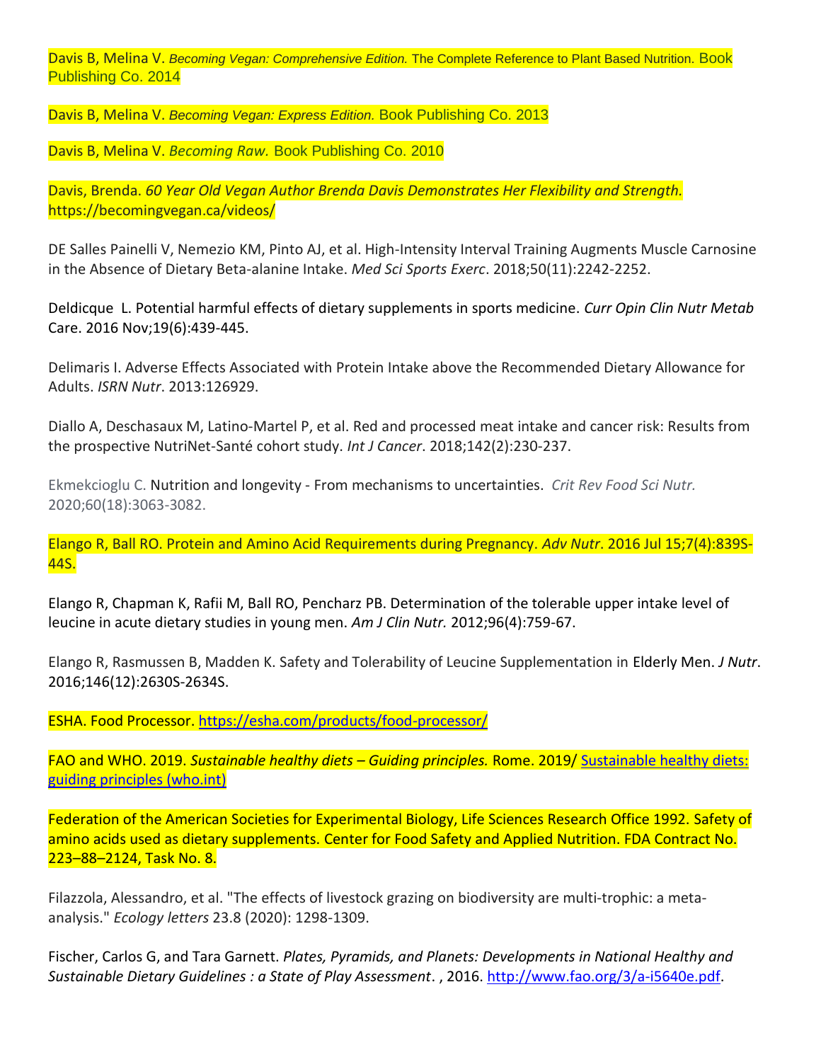Davis B, Melina V. *Becoming Vegan: Comprehensive Edition.* The Complete Reference to Plant Based Nutrition. Book Publishing Co. 2014

Davis B, Melina V. *Becoming Vegan: Express Edition.* Book Publishing Co. 2013

Davis B, Melina V. *Becoming Raw.* Book Publishing Co. 2010

Davis, Brenda. *60 Year Old Vegan Author Brenda Davis Demonstrates Her Flexibility and Strength.* https://becomingvegan.ca/videos/

DE Salles Painelli V, Nemezio KM, Pinto AJ, et al. High-Intensity Interval Training Augments Muscle Carnosine in the Absence of Dietary Beta-alanine Intake. *Med Sci Sports Exerc*. 2018;50(11):2242-2252.

Deldicque L. Potential harmful effects of dietary supplements in sports medicine. *Curr Opin Clin Nutr Metab* Care. 2016 Nov;19(6):439-445.

Delimaris I. Adverse Effects Associated with Protein Intake above the Recommended Dietary Allowance for Adults. *ISRN Nutr*. 2013:126929.

Diallo A, Deschasaux M, Latino-Martel P, et al. Red and processed meat intake and cancer risk: Results from the prospective NutriNet-Santé cohort study. *Int J Cancer*. 2018;142(2):230-237.

Ekmekcioglu C. Nutrition and longevity - From mechanisms to uncertainties. *Crit Rev Food Sci Nutr.* 2020;60(18):3063-3082.

Elango R, Ball RO. Protein and Amino Acid Requirements during Pregnancy. *Adv Nutr*. 2016 Jul 15;7(4):839S-44S.

Elango R, Chapman K, Rafii M, Ball RO, Pencharz PB. Determination of the tolerable upper intake level of leucine in acute dietary studies in young men. *Am J Clin Nutr.* 2012;96(4):759-67.

Elango R, Rasmussen B, Madden K. Safety and Tolerability of Leucine Supplementation in Elderly Men. *J Nutr*. 2016;146(12):2630S-2634S.

ESHA. Food Processor. https://esha.com/products/food-processor/

FAO and WHO. 2019. *Sustainable healthy diets – Guiding principles.* Rome. 2019/ Sustainable healthy diets: guiding principles (who.int)

Federation of the American Societies for Experimental Biology, Life Sciences Research Office 1992. Safety of amino acids used as dietary supplements. Center for Food Safety and Applied Nutrition. FDA Contract No. 223–88–2124, Task No. 8.

Filazzola, Alessandro, et al. "The effects of livestock grazing on biodiversity are multi-trophic: a meta-analysis." *Ecology letters* 23.8 (2020): 1298-1309.

Fischer, Carlos G, and Tara Garnett. *Plates, Pyramids, and Planets: Developments in National Healthy and Sustainable Dietary Guidelines : a State of Play Assessment*. , 2016. http://www.fao.org/3/a-i5640e.pdf.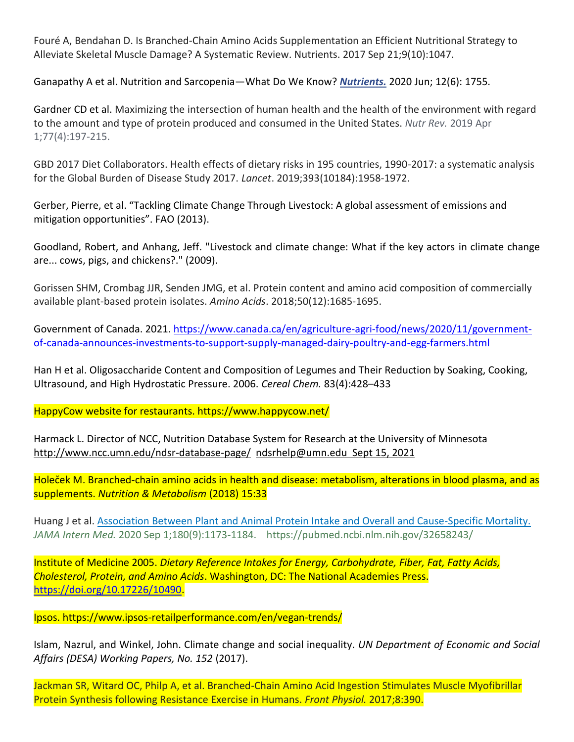Fouré A, Bendahan D. Is Branched-Chain Amino Acids Supplementation an Efficient Nutritional Strategy to Alleviate Skeletal Muscle Damage? A Systematic Review. Nutrients. 2017 Sep 21;9(10):1047.

Ganapathy A et al. Nutrition and Sarcopenia—What Do We Know? ***Nutrients.*** 2020 Jun; 12(6): 1755.

Gardner CD et al. Maximizing the intersection of human health and the health of the environment with regard to the amount and type of protein produced and consumed in the United States. *Nutr Rev.* 2019 Apr 1;77(4):197-215.

GBD 2017 Diet Collaborators. Health effects of dietary risks in 195 countries, 1990-2017: a systematic analysis for the Global Burden of Disease Study 2017. *Lancet*. 2019;393(10184):1958-1972.

Gerber, Pierre, et al. "Tackling Climate Change Through Livestock: A global assessment of emissions and mitigation opportunities". FAO (2013).

Goodland, Robert, and Anhang, Jeff. "Livestock and climate change: What if the key actors in climate change are... cows, pigs, and chickens?." (2009).

Gorissen SHM, Crombag JJR, Senden JMG, et al. Protein content and amino acid composition of commercially available plant-based protein isolates. *Amino Acids*. 2018;50(12):1685-1695.

Government of Canada. 2021. https://www.canada.ca/en/agriculture-agri-food/news/2020/11/government-of-canada-announces-investments-to-support-supply-managed-dairy-poultry-and-egg-farmers.html

Han H et al. Oligosaccharide Content and Composition of Legumes and Their Reduction by Soaking, Cooking, Ultrasound, and High Hydrostatic Pressure. 2006. *Cereal Chem.* 83(4):428–433

HappyCow website for restaurants. https://www.happycow.net/

Harmack L. Director of NCC, Nutrition Database System for Research at the University of Minnesota http://www.ncc.umn.edu/ndsr-database-page/ ndsrhelp@umn.edu Sept 15, 2021

Holeček M. Branched-chain amino acids in health and disease: metabolism, alterations in blood plasma, and as supplements. *Nutrition & Metabolism* (2018) 15:33

Huang J et al. Association Between Plant and Animal Protein Intake and Overall and Cause-Specific Mortality. *JAMA Intern Med.* 2020 Sep 1;180(9):1173-1184. https://pubmed.ncbi.nlm.nih.gov/32658243/

Institute of Medicine 2005. *Dietary Reference Intakes for Energy, Carbohydrate, Fiber, Fat, Fatty Acids, Cholesterol, Protein, and Amino Acids*. Washington, DC: The National Academies Press. https://doi.org/10.17226/10490.

Ipsos. https://www.ipsos-retailperformance.com/en/vegan-trends/

Islam, Nazrul, and Winkel, John. Climate change and social inequality. *UN Department of Economic and Social Affairs (DESA) Working Papers, No. 152* (2017).

Jackman SR, Witard OC, Philp A, et al. Branched-Chain Amino Acid Ingestion Stimulates Muscle Myofibrillar Protein Synthesis following Resistance Exercise in Humans. *Front Physiol.* 2017;8:390.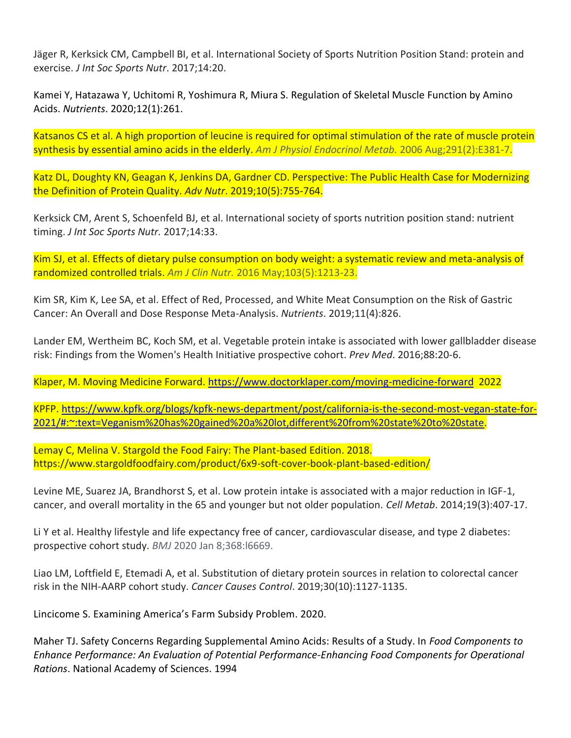Jäger R, Kerksick CM, Campbell BI, et al. International Society of Sports Nutrition Position Stand: protein and exercise. *J Int Soc Sports Nutr*. 2017;14:20.

Kamei Y, Hatazawa Y, Uchitomi R, Yoshimura R, Miura S. Regulation of Skeletal Muscle Function by Amino Acids. *Nutrients*. 2020;12(1):261.

Katsanos CS et al. A high proportion of leucine is required for optimal stimulation of the rate of muscle protein synthesis by essential amino acids in the elderly. *Am J Physiol Endocrinol Metab.* 2006 Aug;291(2):E381-7.

Katz DL, Doughty KN, Geagan K, Jenkins DA, Gardner CD. Perspective: The Public Health Case for Modernizing the Definition of Protein Quality. *Adv Nutr*. 2019;10(5):755-764.

Kerksick CM, Arent S, Schoenfeld BJ, et al. International society of sports nutrition position stand: nutrient timing. *J Int Soc Sports Nutr.* 2017;14:33.

Kim SJ, et al. Effects of dietary pulse consumption on body weight: a systematic review and meta-analysis of randomized controlled trials. *Am J Clin Nutr.* 2016 May;103(5):1213-23.

Kim SR, Kim K, Lee SA, et al. Effect of Red, Processed, and White Meat Consumption on the Risk of Gastric Cancer: An Overall and Dose Response Meta-Analysis. *Nutrients*. 2019;11(4):826.

Lander EM, Wertheim BC, Koch SM, et al. Vegetable protein intake is associated with lower gallbladder disease risk: Findings from the Women's Health Initiative prospective cohort. *Prev Med*. 2016;88:20-6.

Klaper, M. Moving Medicine Forward. https://www.doctorklaper.com/moving-medicine-forward 2022

KPFP. https://www.kpfk.org/blogs/kpfk-news-department/post/california-is-the-second-most-vegan-state-for-2021/#:~:text=Veganism%20has%20gained%20a%20lot,different%20from%20state%20to%20state.

Lemay C, Melina V. Stargold the Food Fairy: The Plant-based Edition. 2018. https://www.stargoldfoodfairy.com/product/6x9-soft-cover-book-plant-based-edition/

Levine ME, Suarez JA, Brandhorst S, et al. Low protein intake is associated with a major reduction in IGF-1, cancer, and overall mortality in the 65 and younger but not older population. *Cell Metab*. 2014;19(3):407-17.

Li Y et al. Healthy lifestyle and life expectancy free of cancer, cardiovascular disease, and type 2 diabetes: prospective cohort study. *BMJ* 2020 Jan 8;368:l6669.

Liao LM, Loftfield E, Etemadi A, et al. Substitution of dietary protein sources in relation to colorectal cancer risk in the NIH-AARP cohort study. *Cancer Causes Control*. 2019;30(10):1127-1135.

Lincicome S. Examining America's Farm Subsidy Problem. 2020.

Maher TJ. Safety Concerns Regarding Supplemental Amino Acids: Results of a Study. In *Food Components to Enhance Performance: An Evaluation of Potential Performance-Enhancing Food Components for Operational Rations*. National Academy of Sciences. 1994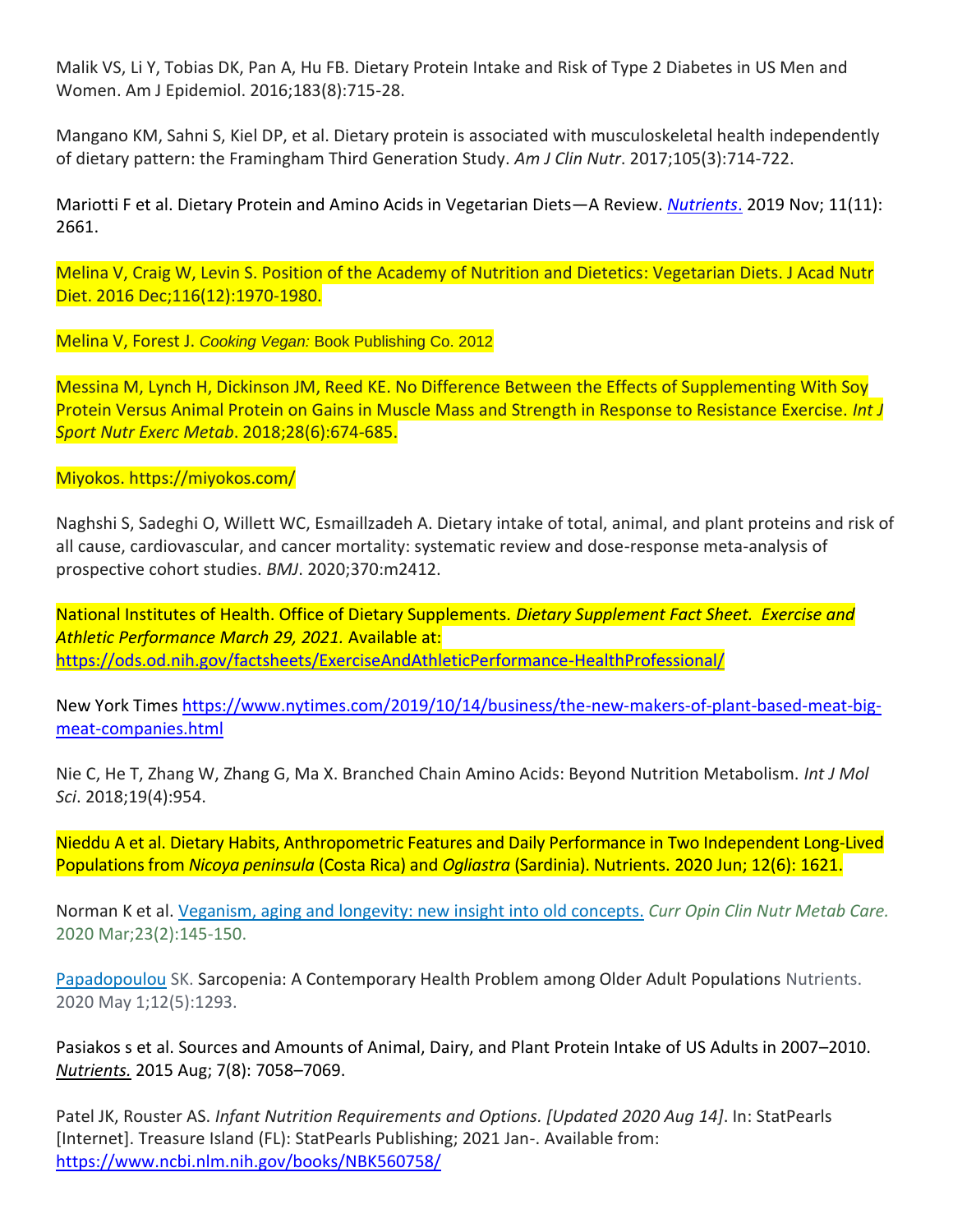Malik VS, Li Y, Tobias DK, Pan A, Hu FB. Dietary Protein Intake and Risk of Type 2 Diabetes in US Men and Women. Am J Epidemiol. 2016;183(8):715-28.

Mangano KM, Sahni S, Kiel DP, et al. Dietary protein is associated with musculoskeletal health independently of dietary pattern: the Framingham Third Generation Study. *Am J Clin Nutr*. 2017;105(3):714-722.

Mariotti F et al. Dietary Protein and Amino Acids in Vegetarian Diets—A Review. *Nutrients*. 2019 Nov; 11(11): 2661.

Melina V, Craig W, Levin S. Position of the Academy of Nutrition and Dietetics: Vegetarian Diets. J Acad Nutr Diet. 2016 Dec;116(12):1970-1980.

Melina V, Forest J. *Cooking Vegan:* Book Publishing Co. 2012

Messina M, Lynch H, Dickinson JM, Reed KE. No Difference Between the Effects of Supplementing With Soy Protein Versus Animal Protein on Gains in Muscle Mass and Strength in Response to Resistance Exercise. *Int J Sport Nutr Exerc Metab*. 2018;28(6):674-685.

Miyokos. https://miyokos.com/

Naghshi S, Sadeghi O, Willett WC, Esmaillzadeh A. Dietary intake of total, animal, and plant proteins and risk of all cause, cardiovascular, and cancer mortality: systematic review and dose-response meta-analysis of prospective cohort studies. *BMJ*. 2020;370:m2412.

National Institutes of Health. Office of Dietary Supplements. *Dietary Supplement Fact Sheet. Exercise and Athletic Performance March 29, 2021.* Available at: https://ods.od.nih.gov/factsheets/ExerciseAndAthleticPerformance-HealthProfessional/

New York Times https://www.nytimes.com/2019/10/14/business/the-new-makers-of-plant-based-meat-big-meat-companies.html

Nie C, He T, Zhang W, Zhang G, Ma X. Branched Chain Amino Acids: Beyond Nutrition Metabolism. *Int J Mol Sci*. 2018;19(4):954.

Nieddu A et al. Dietary Habits, Anthropometric Features and Daily Performance in Two Independent Long-Lived Populations from *Nicoya peninsula* (Costa Rica) and *Ogliastra* (Sardinia). Nutrients. 2020 Jun; 12(6): 1621.

Norman K et al. Veganism, aging and longevity: new insight into old concepts. *Curr Opin Clin Nutr Metab Care.* 2020 Mar;23(2):145-150.

Papadopoulou SK. Sarcopenia: A Contemporary Health Problem among Older Adult Populations Nutrients. 2020 May 1;12(5):1293.

Pasiakos s et al. Sources and Amounts of Animal, Dairy, and Plant Protein Intake of US Adults in 2007–2010. *Nutrients.* 2015 Aug; 7(8): 7058–7069.

Patel JK, Rouster AS. *Infant Nutrition Requirements and Options. [Updated 2020 Aug 14]*. In: StatPearls [Internet]. Treasure Island (FL): StatPearls Publishing; 2021 Jan-. Available from: https://www.ncbi.nlm.nih.gov/books/NBK560758/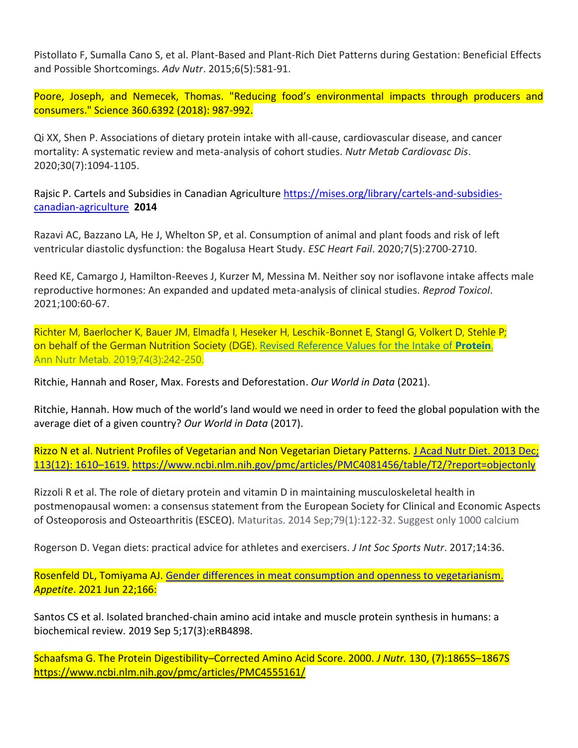Pistollato F, Sumalla Cano S, et al. Plant-Based and Plant-Rich Diet Patterns during Gestation: Beneficial Effects and Possible Shortcomings. *Adv Nutr*. 2015;6(5):581-91.

Poore, Joseph, and Nemecek, Thomas. "Reducing food's environmental impacts through producers and consumers." Science 360.6392 (2018): 987-992.

Qi XX, Shen P. Associations of dietary protein intake with all-cause, cardiovascular disease, and cancer mortality: A systematic review and meta-analysis of cohort studies. *Nutr Metab Cardiovasc Dis*. 2020;30(7):1094-1105.

Rajsic P. Cartels and Subsidies in Canadian Agriculture https://mises.org/library/cartels-and-subsidies-canadian-agriculture **2014**

Razavi AC, Bazzano LA, He J, Whelton SP, et al. Consumption of animal and plant foods and risk of left ventricular diastolic dysfunction: the Bogalusa Heart Study. *ESC Heart Fail*. 2020;7(5):2700-2710.

Reed KE, Camargo J, Hamilton-Reeves J, Kurzer M, Messina M. Neither soy nor isoflavone intake affects male reproductive hormones: An expanded and updated meta-analysis of clinical studies. *Reprod Toxicol*. 2021;100:60-67.

Richter M, Baerlocher K, Bauer JM, Elmadfa I, Heseker H, Leschik-Bonnet E, Stangl G, Volkert D, Stehle P; on behalf of the German Nutrition Society (DGE). Revised Reference Values for the Intake of **Protein**. Ann Nutr Metab. 2019;74(3):242-250.

Ritchie, Hannah and Roser, Max. Forests and Deforestation. *Our World in Data* (2021).

Ritchie, Hannah. How much of the world's land would we need in order to feed the global population with the average diet of a given country? *Our World in Data* (2017).

Rizzo N et al. Nutrient Profiles of Vegetarian and Non Vegetarian Dietary Patterns. J Acad Nutr Diet. 2013 Dec; 113(12): 1610–1619. https://www.ncbi.nlm.nih.gov/pmc/articles/PMC4081456/table/T2/?report=objectonly

Rizzoli R et al. The role of dietary protein and vitamin D in maintaining musculoskeletal health in postmenopausal women: a consensus statement from the European Society for Clinical and Economic Aspects of Osteoporosis and Osteoarthritis (ESCEO). Maturitas. 2014 Sep;79(1):122-32. Suggest only 1000 calcium

Rogerson D. Vegan diets: practical advice for athletes and exercisers. *J Int Soc Sports Nutr*. 2017;14:36.

Rosenfeld DL, Tomiyama AJ. Gender differences in meat consumption and openness to vegetarianism. *Appetite*. 2021 Jun 22;166:

Santos CS et al. Isolated branched-chain amino acid intake and muscle protein synthesis in humans: a biochemical review. 2019 Sep 5;17(3):eRB4898.

Schaafsma G. The Protein Digestibility–Corrected Amino Acid Score. 2000. *J Nutr.* 130, (7):1865S–1867S https://www.ncbi.nlm.nih.gov/pmc/articles/PMC4555161/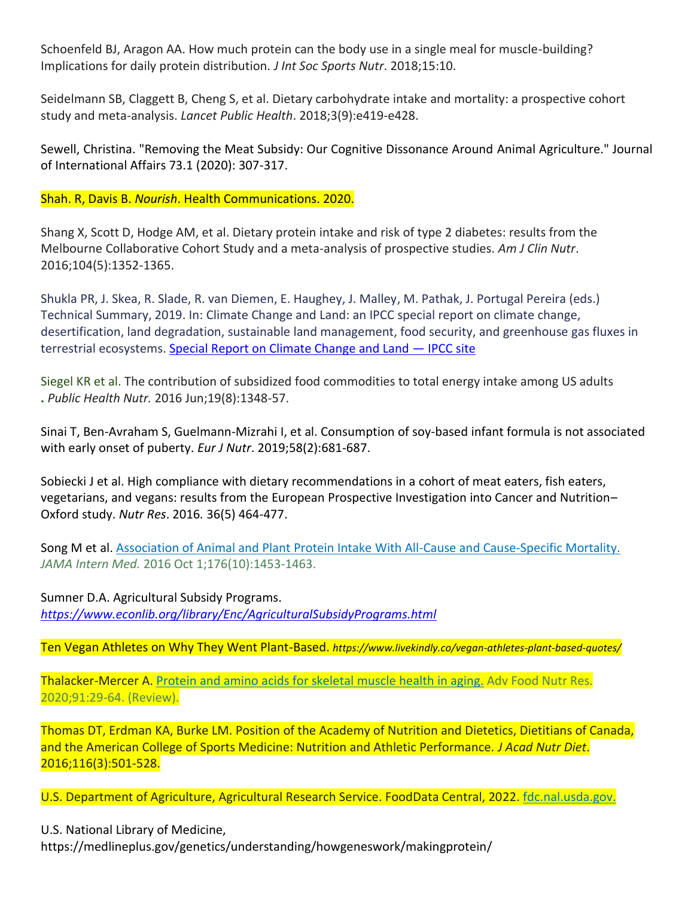Schoenfeld BJ, Aragon AA. How much protein can the body use in a single meal for muscle-building? Implications for daily protein distribution. *J Int Soc Sports Nutr*. 2018;15:10.

Seidelmann SB, Claggett B, Cheng S, et al. Dietary carbohydrate intake and mortality: a prospective cohort study and meta-analysis. *Lancet Public Health*. 2018;3(9):e419-e428.

Sewell, Christina. "Removing the Meat Subsidy: Our Cognitive Dissonance Around Animal Agriculture." Journal of International Affairs 73.1 (2020): 307-317.

Shah. R, Davis B. *Nourish*. Health Communications. 2020.

Shang X, Scott D, Hodge AM, et al. Dietary protein intake and risk of type 2 diabetes: results from the Melbourne Collaborative Cohort Study and a meta-analysis of prospective studies. *Am J Clin Nutr*. 2016;104(5):1352-1365.

Shukla PR, J. Skea, R. Slade, R. van Diemen, E. Haughey, J. Malley, M. Pathak, J. Portugal Pereira (eds.) Technical Summary, 2019. In: Climate Change and Land: an IPCC special report on climate change, desertification, land degradation, sustainable land management, food security, and greenhouse gas fluxes in terrestrial ecosystems. Special Report on Climate Change and Land — IPCC site

Siegel KR et al. The contribution of subsidized food commodities to total energy intake among US adults . *Public Health Nutr.* 2016 Jun;19(8):1348-57.

Sinai T, Ben-Avraham S, Guelmann-Mizrahi I, et al. Consumption of soy-based infant formula is not associated with early onset of puberty. *Eur J Nutr*. 2019;58(2):681-687.

Sobiecki J et al. High compliance with dietary recommendations in a cohort of meat eaters, fish eaters, vegetarians, and vegans: results from the European Prospective Investigation into Cancer and Nutrition–Oxford study. *Nutr Res*. 2016. 36(5) 464-477.

Song M et al. Association of Animal and Plant Protein Intake With All-Cause and Cause-Specific Mortality. *JAMA Intern Med.* 2016 Oct 1;176(10):1453-1463.

Sumner D.A. Agricultural Subsidy Programs. *https://www.econlib.org/library/Enc/AgriculturalSubsidyPrograms.html*

Ten Vegan Athletes on Why They Went Plant-Based. *https://www.livekindly.co/vegan-athletes-plant-based-quotes/*

Thalacker-Mercer A. Protein and amino acids for skeletal muscle health in aging. Adv Food Nutr Res. 2020;91:29-64. (Review).

Thomas DT, Erdman KA, Burke LM. Position of the Academy of Nutrition and Dietetics, Dietitians of Canada, and the American College of Sports Medicine: Nutrition and Athletic Performance. *J Acad Nutr Diet*. 2016;116(3):501-528.

U.S. Department of Agriculture, Agricultural Research Service. FoodData Central, 2022. fdc.nal.usda.gov.

U.S. National Library of Medicine, https://medlineplus.gov/genetics/understanding/howgeneswork/makingprotein/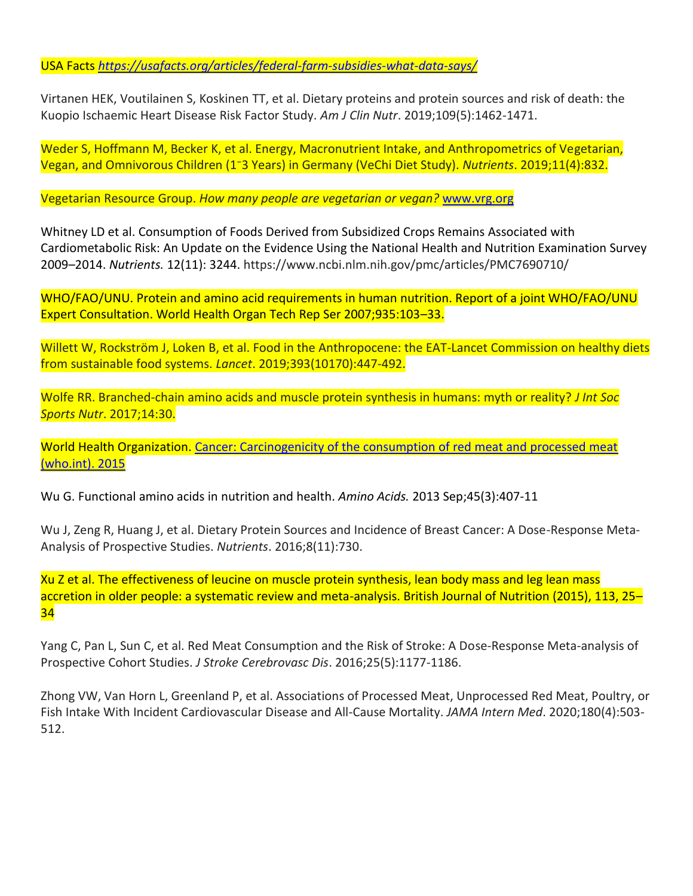USA Facts *https://usafacts.org/articles/federal-farm-subsidies-what-data-says/*

Virtanen HEK, Voutilainen S, Koskinen TT, et al. Dietary proteins and protein sources and risk of death: the Kuopio Ischaemic Heart Disease Risk Factor Study. *Am J Clin Nutr*. 2019;109(5):1462-1471.

Weder S, Hoffmann M, Becker K, et al. Energy, Macronutrient Intake, and Anthropometrics of Vegetarian, Vegan, and Omnivorous Children (1⁻3 Years) in Germany (VeChi Diet Study). *Nutrients*. 2019;11(4):832.

Vegetarian Resource Group. *How many people are vegetarian or vegan?* www.vrg.org

Whitney LD et al. Consumption of Foods Derived from Subsidized Crops Remains Associated with Cardiometabolic Risk: An Update on the Evidence Using the National Health and Nutrition Examination Survey 2009–2014. *Nutrients.* 12(11): 3244. https://www.ncbi.nlm.nih.gov/pmc/articles/PMC7690710/

WHO/FAO/UNU. Protein and amino acid requirements in human nutrition. Report of a joint WHO/FAO/UNU Expert Consultation. World Health Organ Tech Rep Ser 2007;935:103–33.

Willett W, Rockström J, Loken B, et al. Food in the Anthropocene: the EAT-Lancet Commission on healthy diets from sustainable food systems. *Lancet*. 2019;393(10170):447-492.

Wolfe RR. Branched-chain amino acids and muscle protein synthesis in humans: myth or reality? *J Int Soc Sports Nutr*. 2017;14:30.

World Health Organization. Cancer: Carcinogenicity of the consumption of red meat and processed meat (who.int). 2015

Wu G. Functional amino acids in nutrition and health. *Amino Acids.* 2013 Sep;45(3):407-11

Wu J, Zeng R, Huang J, et al. Dietary Protein Sources and Incidence of Breast Cancer: A Dose-Response Meta-Analysis of Prospective Studies. *Nutrients*. 2016;8(11):730.

Xu Z et al. The effectiveness of leucine on muscle protein synthesis, lean body mass and leg lean mass accretion in older people: a systematic review and meta-analysis. British Journal of Nutrition (2015), 113, 25–34

Yang C, Pan L, Sun C, et al. Red Meat Consumption and the Risk of Stroke: A Dose-Response Meta-analysis of Prospective Cohort Studies. *J Stroke Cerebrovasc Dis*. 2016;25(5):1177-1186.

Zhong VW, Van Horn L, Greenland P, et al. Associations of Processed Meat, Unprocessed Red Meat, Poultry, or Fish Intake With Incident Cardiovascular Disease and All-Cause Mortality. *JAMA Intern Med*. 2020;180(4):503-512.